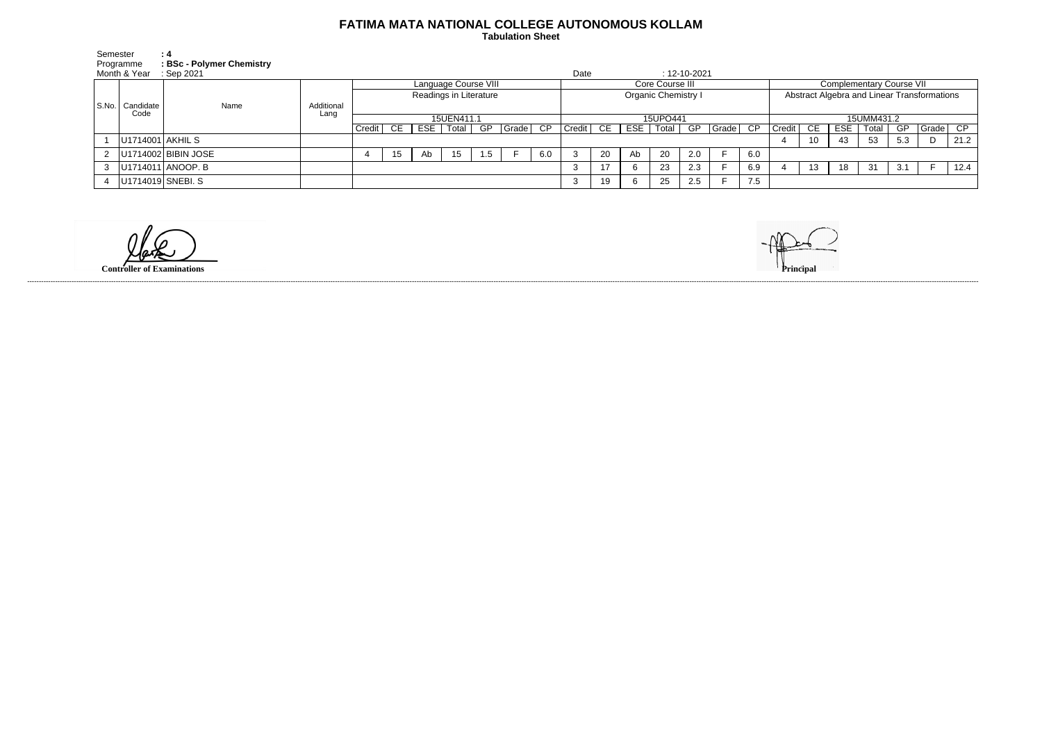# FATIMA MATA NATIONAL COLLEGE AUTONOMOUS KOLLAM

**Tabulation Sheet**

Semester **: 4**
Programme **: BSc - Polymer Chemistry**
Month & Year : Sep 2021 Date : 12-10-2021

| S.No. | Candidate Code | Name | Additional Lang | Language Course VIII | | | | | | | Core Course III | | | | | | | Complementary Course VII | | | | | | |
|---|---|---|---|---|---|---|---|---|---|---|---|---|---|---|---|---|---|---|---|---|---|---|---|---|
| | | | | Readings in Literature | | | | | | | Organic Chemistry I | | | | | | | Abstract Algebra and Linear Transformations | | | | | | |
| | | | | 15UEN411.1 | | | | | | | 15UPO441 | | | | | | | 15UMM431.2 | | | | | | |
| | | | | Credit | CE | ESE | Total | GP | Grade | CP | Credit | CE | ESE | Total | GP | Grade | CP | Credit | CE | ESE | Total | GP | Grade | CP |
| 1 | U1714001 | AKHIL S | | | | | | | | | | | | | | | | 4 | 10 | 43 | 53 | 5.3 | D | 21.2 |
| 2 | U1714002 | BIBIN JOSE | | 4 | 15 | Ab | 15 | 1.5 | F | 6.0 | 3 | 20 | Ab | 20 | 2.0 | F | 6.0 | | | | | | | |
| 3 | U1714011 | ANOOP. B | | | | | | | | | 3 | 17 | 6 | 23 | 2.3 | F | 6.9 | 4 | 13 | 18 | 31 | 3.1 | F | 12.4 |
| 4 | U1714019 | SNEBI. S | | | | | | | | | 3 | 19 | 6 | 25 | 2.5 | F | 7.5 | | | | | | | |

**Controller of Examinations** **Principal**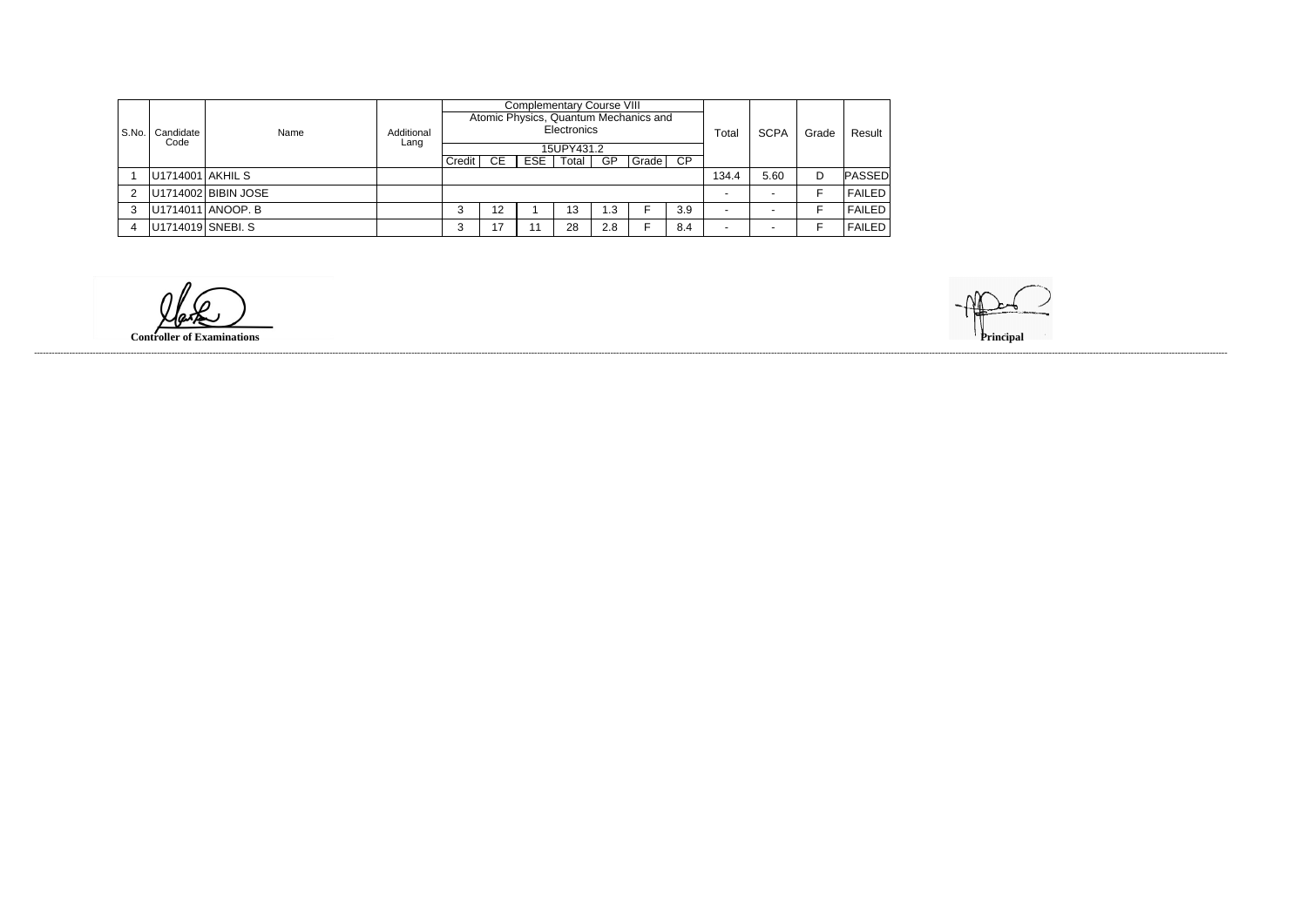| S.No. | Candidate Code | Name | Additional Lang | Complementary Course VIII Atomic Physics, Quantum Mechanics and Electronics 15UPY431.2 | | | | | | | Total | SCPA | Grade | Result |
|---|---|---|---|---|---|---|---|---|---|---|---|---|---|---|
| | | | | Credit | CE | ESE | Total | GP | Grade | CP | | | | |
| 1 | U1714001 | AKHIL S | | | | | | | | | 134.4 | 5.60 | D | PASSED |
| 2 | U1714002 | BIBIN JOSE | | | | | | | | | - | - | F | FAILED |
| 3 | U1714011 | ANOOP. B | | 3 | 12 | 1 | 13 | 1.3 | F | 3.9 | - | - | F | FAILED |
| 4 | U1714019 | SNEBI. S | | 3 | 17 | 11 | 28 | 2.8 | F | 8.4 | - | - | F | FAILED |

**Controller of Examinations**

**Principal**